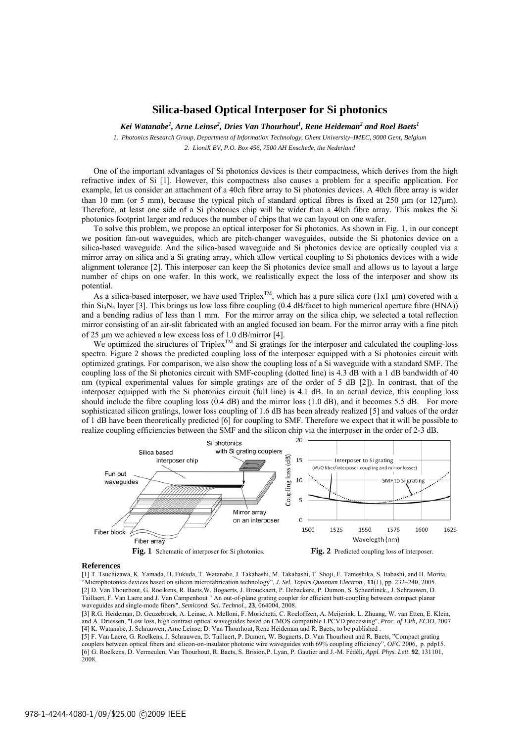# Silica-based Optical Interposer for Si photonics

***Kei Watanabe[1], Arne Leinse[2], Dries Van Thourhout[1], Rene Heideman[2] and Roel Baets[1]***

*1. Photonics Research Group, Department of Information Technology, Ghent University–IMEC, 9000 Gent, Belgium*

*2. LioniX BV, P.O. Box 456, 7500 AH Enschede, the Nederland*

One of the important advantages of Si photonics devices is their compactness, which derives from the high refractive index of Si [1]. However, this compactness also causes a problem for a specific application. For example, let us consider an attachment of a 40ch fibre array to Si photonics devices. A 40ch fibre array is wider than 10 mm (or 5 mm), because the typical pitch of standard optical fibres is fixed at 250 μm (or 127μm). Therefore, at least one side of a Si photonics chip will be wider than a 40ch fibre array. This makes the Si photonics footprint larger and reduces the number of chips that we can layout on one wafer.

To solve this problem, we propose an optical interposer for Si photonics. As shown in Fig. 1, in our concept we position fan-out waveguides, which are pitch-changer waveguides, outside the Si photonics device on a silica-based waveguide. And the silica-based waveguide and Si photonics device are optically coupled via a mirror array on silica and a Si grating array, which allow vertical coupling to Si photonics devices with a wide alignment tolerance [2]. This interposer can keep the Si photonics device small and allows us to layout a large number of chips on one wafer. In this work, we realistically expect the loss of the interposer and show its potential.

As a silica-based interposer, we have used Triplex$^{TM}$, which has a pure silica core (1x1 μm) covered with a thin $Si_3N_4$ layer [3]. This brings us low loss fibre coupling (0.4 dB/facet to high numerical aperture fibre (HNA)) and a bending radius of less than 1 mm. For the mirror array on the silica chip, we selected a total reflection mirror consisting of an air-slit fabricated with an angled focused ion beam. For the mirror array with a fine pitch of 25 μm we achieved a low excess loss of 1.0 dB/mirror [4].

We optimized the structures of Triplex$^{TM}$ and Si gratings for the interposer and calculated the coupling-loss spectra. Figure 2 shows the predicted coupling loss of the interposer equipped with a Si photonics circuit with optimized gratings. For comparison, we also show the coupling loss of a Si waveguide with a standard SMF. The coupling loss of the Si photonics circuit with SMF-coupling (dotted line) is 4.3 dB with a 1 dB bandwidth of 40 nm (typical experimental values for simple gratings are of the order of 5 dB [2]). In contrast, that of the interposer equipped with the Si photonics circuit (full line) is 4.1 dB. In an actual device, this coupling loss should include the fibre coupling loss (0.4 dB) and the mirror loss (1.0 dB), and it becomes 5.5 dB. For more sophisticated silicon gratings, lower loss coupling of 1.6 dB has been already realized [5] and values of the order of 1 dB have been theoretically predicted [6] for coupling to SMF. Therefore we expect that it will be possible to realize coupling efficiencies between the SMF and the silicon chip via the interposer in the order of 2-3 dB.

**Fig. 1** Schematic of interposer for Si photonics.

**Fig. 2** Predicted coupling loss of interposer.

## References

[1] T. Tsuchizawa, K. Yamada, H. Fukuda, T. Watanabe, J. Takahashi, M. Takahashi, T. Shoji, E. Tameshika, S. Itabashi, and H. Morita, "Microphotonics devices based on silicon microfabrication technology", *J. Sel. Topics Quantum Electron.*, **11**(1), pp. 232–240, 2005.

[2] D. Van Thourhout, G. Roelkens, R. Baets,W. Bogaerts, J. Brouckaert, P. Debackere, P. Dumon, S. Scheerlinck,, J. Schrauwen, D. Taillaert, F. Van Laere and J. Van Campenhout " An out-of-plane grating coupler for efficient butt-coupling between compact planar waveguides and single-mode fibers", *Semicond. Sci. Technol.*, **23**, 064004, 2008.

[3] R.G. Heideman, D. Geuzebroek, A. Leinse, A. Melloni, F. Morichetti, C. Roeloffzen, A. Meijerink, L. Zhuang, W. van Etten, E. Klein, and A. Driessen, "Low loss, high contrast optical waveguides based on CMOS compatible LPCVD processing", *Proc. of 13th, ECIO*, 2007

[4] K. Watanabe, J. Schrauwen, Arne Leinse, D. Van Thourhout, Rene Heideman and R. Baets, to be published .

[5] F. Van Laere, G. Roelkens, J. Schrauwen, D. Taillaert, P. Dumon, W. Bogaerts, D. Van Thourhout and R. Baets, "Compact grating couplers between optical fibers and silicon-on-insulator photonic wire waveguides with 69% coupling efficiency", *OFC* 2006, p. pdp15.

[6] G. Roelkens, D. Vermeulen, Van Thourhout, R. Baets, S. Brision,P. Lyan, P. Gautier and J.-M. Fédéli, *Appl. Phys. Lett*. **92**, 131101, 2008.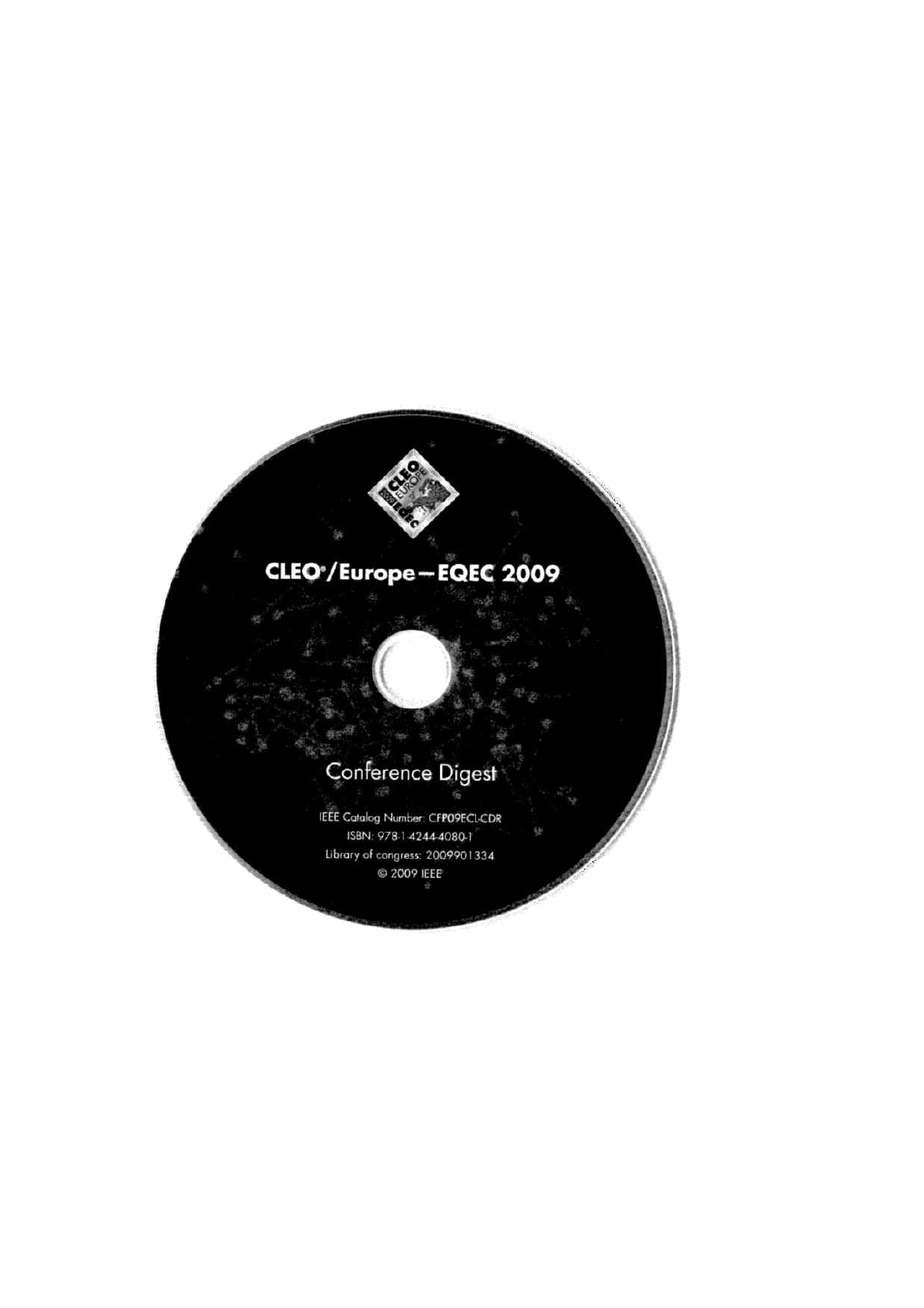# CLEO®/Europe—EQEC 2009

Conference Digest

IEEE Catalog Number: CFP09ECL-CDR

ISBN: 978-1-4244-4080-1

Library of congress: 2009901334

© 2009 IEEE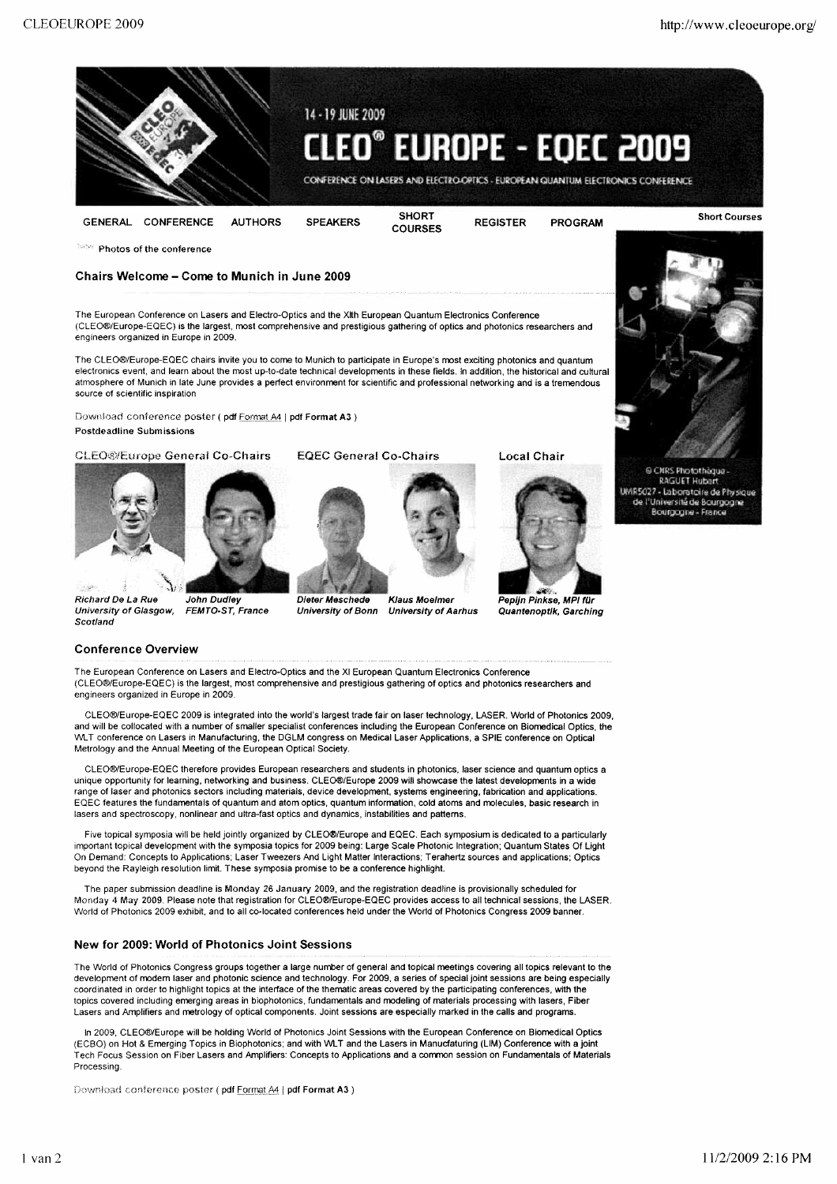14 - 19 JUNE 2009

# CLEO® EUROPE - EQEC 2009

CONFERENCE ON LASERS AND ELECTRO-OPTICS - EUROPEAN QUANTUM ELECTRONICS CONFERENCE

GENERAL CONFERENCE AUTHORS SPEAKERS SHORT COURSES REGISTER PROGRAM

Short Courses

Photos of the conference

## Chairs Welcome – Come to Munich in June 2009

The European Conference on Lasers and Electro-Optics and the XIth European Quantum Electronics Conference (CLEO®/Europe-EQEC) is the largest, most comprehensive and prestigious gathering of optics and photonics researchers and engineers organized in Europe in 2009.

The CLEO®/Europe-EQEC chairs invite you to come to Munich to participate in Europe's most exciting photonics and quantum electronics event, and learn about the most up-to-date technical developments in these fields. In addition, the historical and cultural atmosphere of Munich in late June provides a perfect environment for scientific and professional networking and is a tremendous source of scientific inspiration

Download conference poster ( pdf Format A4 | pdf **Format A3** )

**Postdeadline Submissions**

CLEO®/Europe General Co-Chairs

*Richard De La Rue*
*University of Glasgow, Scotland*

*John Dudley*
*FEMTO-ST, France*

EQEC General Co-Chairs

*Dieter Meschede*
*University of Bonn*

*Klaus Moelmer*
*University of Aarhus*

Local Chair

*Pepijn Pinkse, MPI für Quantenoptik, Garching*

© CNRS Photothèque - RAGUET Hubert UMR5027 - Laboratoire de Physique de l'Université de Bourgogne Bourgogne - France

## Conference Overview

The European Conference on Lasers and Electro-Optics and the XI European Quantum Electronics Conference (CLEO®/Europe-EQEC) is the largest, most comprehensive and prestigious gathering of optics and photonics researchers and engineers organized in Europe in 2009.

CLEO®/Europe-EQEC 2009 is integrated into the world's largest trade fair on laser technology, LASER. World of Photonics 2009, and will be collocated with a number of smaller specialist conferences including the European Conference on Biomedical Optics, the WLT conference on Lasers in Manufacturing, the DGLM congress on Medical Laser Applications, a SPIE conference on Optical Metrology and the Annual Meeting of the European Optical Society.

CLEO®/Europe-EQEC therefore provides European researchers and students in photonics, laser science and quantum optics a unique opportunity for learning, networking and business. CLEO®/Europe 2009 will showcase the latest developments in a wide range of laser and photonics sectors including materials, device development, systems engineering, fabrication and applications. EQEC features the fundamentals of quantum and atom optics, quantum information, cold atoms and molecules, basic research in lasers and spectroscopy, nonlinear and ultra-fast optics and dynamics, instabilities and patterns.

Five topical symposia will be held jointly organized by CLEO®/Europe and EQEC. Each symposium is dedicated to a particularly important topical development with the symposia topics for 2009 being: Large Scale Photonic Integration; Quantum States Of Light On Demand: Concepts to Applications; Laser Tweezers And Light Matter Interactions; Terahertz sources and applications; Optics beyond the Rayleigh resolution limit. These symposia promise to be a conference highlight.

The paper submission deadline is Monday 26 January 2009, and the registration deadline is provisionally scheduled for Monday 4 May 2009. Please note that registration for CLEO®/Europe-EQEC provides access to all technical sessions, the LASER. World of Photonics 2009 exhibit, and to all co-located conferences held under the World of Photonics Congress 2009 banner.

## New for 2009: World of Photonics Joint Sessions

The World of Photonics Congress groups together a large number of general and topical meetings covering all topics relevant to the development of modern laser and photonic science and technology. For 2009, a series of special joint sessions are being especially coordinated in order to highlight topics at the interface of the thematic areas covered by the participating conferences, with the topics covered including emerging areas in biophotonics, fundamentals and modeling of materials processing with lasers, Fiber Lasers and Amplifiers and metrology of optical components. Joint sessions are especially marked in the calls and programs.

In 2009, CLEO®/Europe will be holding World of Photonics Joint Sessions with the European Conference on Biomedical Optics (ECBO) on Hot & Emerging Topics in Biophotonics; and with WLT and the Lasers in Manucfaturing (LIM) Conference with a joint Tech Focus Session on Fiber Lasers and Amplifiers: Concepts to Applications and a common session on Fundamentals of Materials Processing.

Download conference poster ( pdf Format A4 | pdf **Format A3** )